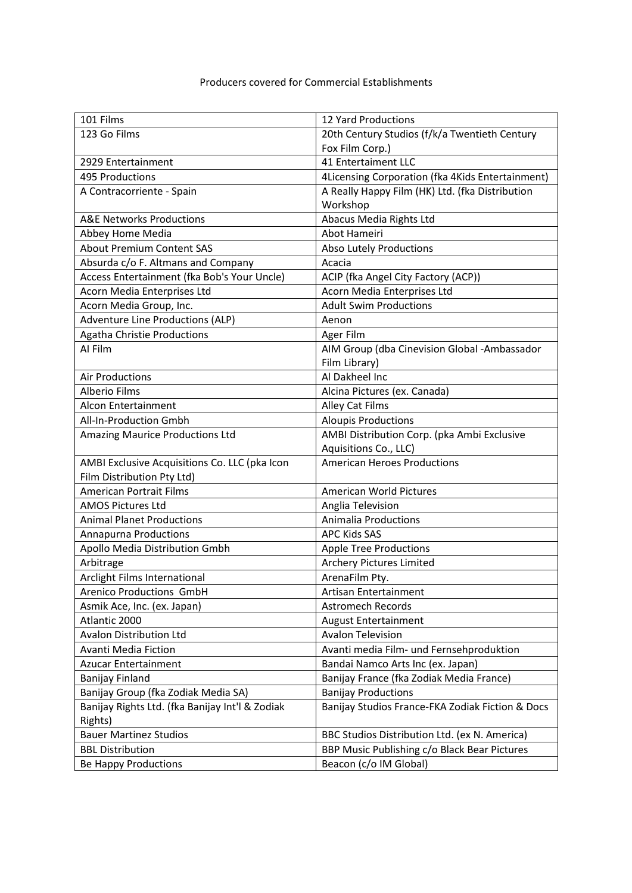Producers covered for Commercial Establishments

| 101 Films | 12 Yard Productions |
|---|---|
| 123 Go Films | 20th Century Studios (f/k/a Twentieth Century Fox Film Corp.) |
| 2929 Entertainment | 41 Entertaiment LLC |
| 495 Productions | 4Licensing Corporation (fka 4Kids Entertainment) |
| A Contracorriente - Spain | A Really Happy Film (HK) Ltd. (fka Distribution Workshop |
| A&E Networks Productions | Abacus Media Rights Ltd |
| Abbey Home Media | Abot Hameiri |
| About Premium Content SAS | Abso Lutely Productions |
| Absurda c/o F. Altmans and Company | Acacia |
| Access Entertainment (fka Bob's Your Uncle) | ACIP (fka Angel City Factory (ACP)) |
| Acorn Media Enterprises Ltd | Acorn Media Enterprises Ltd |
| Acorn Media Group, Inc. | Adult Swim Productions |
| Adventure Line Productions (ALP) | Aenon |
| Agatha Christie Productions | Ager Film |
| AI Film | AIM Group (dba Cinevision Global -Ambassador Film Library) |
| Air Productions | Al Dakheel Inc |
| Alberio Films | Alcina Pictures (ex. Canada) |
| Alcon Entertainment | Alley Cat Films |
| All-In-Production Gmbh | Aloupis Productions |
| Amazing Maurice Productions Ltd | AMBI Distribution Corp. (pka Ambi Exclusive Aquisitions Co., LLC) |
| AMBI Exclusive Acquisitions Co. LLC (pka Icon Film Distribution Pty Ltd) | American Heroes Productions |
| American Portrait Films | American World Pictures |
| AMOS Pictures Ltd | Anglia Television |
| Animal Planet Productions | Animalia Productions |
| Annapurna Productions | APC Kids SAS |
| Apollo Media Distribution Gmbh | Apple Tree Productions |
| Arbitrage | Archery Pictures Limited |
| Arclight Films International | ArenaFilm Pty. |
| Arenico Productions GmbH | Artisan Entertainment |
| Asmik Ace, Inc. (ex. Japan) | Astromech Records |
| Atlantic 2000 | August Entertainment |
| Avalon Distribution Ltd | Avalon Television |
| Avanti Media Fiction | Avanti media Film- und Fernsehproduktion |
| Azucar Entertainment | Bandai Namco Arts Inc (ex. Japan) |
| Banijay Finland | Banijay France (fka Zodiak Media France) |
| Banijay Group (fka Zodiak Media SA) | Banijay Productions |
| Banijay Rights Ltd. (fka Banijay Int'l & Zodiak Rights) | Banijay Studios France-FKA Zodiak Fiction & Docs |
| Bauer Martinez Studios | BBC Studios Distribution Ltd. (ex N. America) |
| BBL Distribution | BBP Music Publishing c/o Black Bear Pictures |
| Be Happy Productions | Beacon (c/o IM Global) |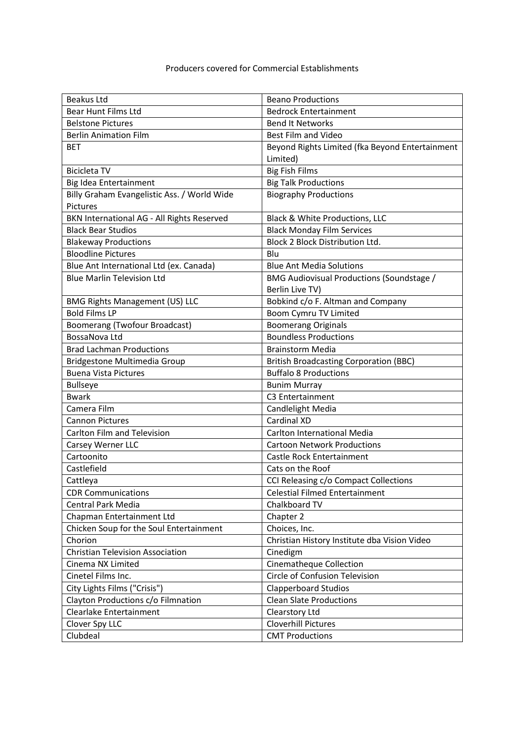Producers covered for Commercial Establishments

| Beakus Ltd | Beano Productions |
|---|---|
| Bear Hunt Films Ltd | Bedrock Entertainment |
| Belstone Pictures | Bend It Networks |
| Berlin Animation Film | Best Film and Video |
| BET | Beyond Rights Limited (fka Beyond Entertainment Limited) |
| Bicicleta TV | Big Fish Films |
| Big Idea Entertainment | Big Talk Productions |
| Billy Graham Evangelistic Ass. / World Wide Pictures | Biography Productions |
| BKN International AG - All Rights Reserved | Black & White Productions, LLC |
| Black Bear Studios | Black Monday Film Services |
| Blakeway Productions | Block 2 Block Distribution Ltd. |
| Bloodline Pictures | Blu |
| Blue Ant International Ltd (ex. Canada) | Blue Ant Media Solutions |
| Blue Marlin Television Ltd | BMG Audiovisual Productions (Soundstage / Berlin Live TV) |
| BMG Rights Management (US) LLC | Bobkind c/o F. Altman and Company |
| Bold Films LP | Boom Cymru TV Limited |
| Boomerang (Twofour Broadcast) | Boomerang Originals |
| BossaNova Ltd | Boundless Productions |
| Brad Lachman Productions | Brainstorm Media |
| Bridgestone Multimedia Group | British Broadcasting Corporation (BBC) |
| Buena Vista Pictures | Buffalo 8 Productions |
| Bullseye | Bunim Murray |
| Bwark | C3 Entertainment |
| Camera Film | Candlelight Media |
| Cannon Pictures | Cardinal XD |
| Carlton Film and Television | Carlton International Media |
| Carsey Werner LLC | Cartoon Network Productions |
| Cartoonito | Castle Rock Entertainment |
| Castlefield | Cats on the Roof |
| Cattleya | CCI Releasing c/o Compact Collections |
| CDR Communications | Celestial Filmed Entertainment |
| Central Park Media | Chalkboard TV |
| Chapman Entertainment Ltd | Chapter 2 |
| Chicken Soup for the Soul Entertainment | Choices, Inc. |
| Chorion | Christian History Institute dba Vision Video |
| Christian Television Association | Cinedigm |
| Cinema NX Limited | Cinematheque Collection |
| Cinetel Films Inc. | Circle of Confusion Television |
| City Lights Films ("Crisis") | Clapperboard Studios |
| Clayton Productions c/o Filmnation | Clean Slate Productions |
| Clearlake Entertainment | Clearstory Ltd |
| Clover Spy LLC | Cloverhill Pictures |
| Clubdeal | CMT Productions |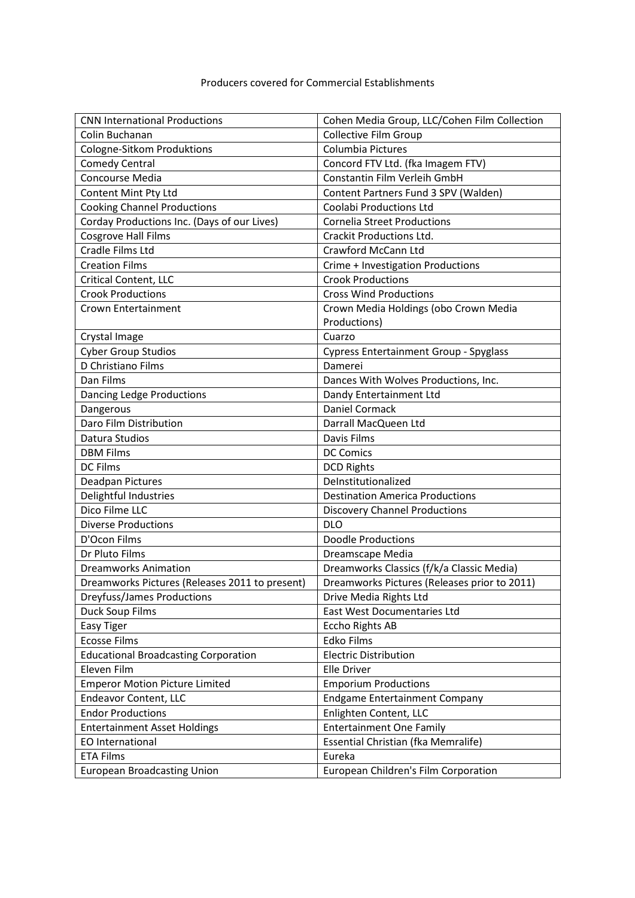Producers covered for Commercial Establishments

| CNN International Productions | Cohen Media Group, LLC/Cohen Film Collection |
|---|---|
| Colin Buchanan | Collective Film Group |
| Cologne-Sitkom Produktions | Columbia Pictures |
| Comedy Central | Concord FTV Ltd. (fka Imagem FTV) |
| Concourse Media | Constantin Film Verleih GmbH |
| Content Mint Pty Ltd | Content Partners Fund 3 SPV (Walden) |
| Cooking Channel Productions | Coolabi Productions Ltd |
| Corday Productions Inc. (Days of our Lives) | Cornelia Street Productions |
| Cosgrove Hall Films | Crackit Productions Ltd. |
| Cradle Films Ltd | Crawford McCann Ltd |
| Creation Films | Crime + Investigation Productions |
| Critical Content, LLC | Crook Productions |
| Crook Productions | Cross Wind Productions |
| Crown Entertainment | Crown Media Holdings (obo Crown Media Productions) |
| Crystal Image | Cuarzo |
| Cyber Group Studios | Cypress Entertainment Group - Spyglass |
| D Christiano Films | Damerei |
| Dan Films | Dances With Wolves Productions, Inc. |
| Dancing Ledge Productions | Dandy Entertainment Ltd |
| Dangerous | Daniel Cormack |
| Daro Film Distribution | Darrall MacQueen Ltd |
| Datura Studios | Davis Films |
| DBM Films | DC Comics |
| DC Films | DCD Rights |
| Deadpan Pictures | DeInstitutionalized |
| Delightful Industries | Destination America Productions |
| Dico Filme LLC | Discovery Channel Productions |
| Diverse Productions | DLO |
| D'Ocon Films | Doodle Productions |
| Dr Pluto Films | Dreamscape Media |
| Dreamworks Animation | Dreamworks Classics (f/k/a Classic Media) |
| Dreamworks Pictures (Releases 2011 to present) | Dreamworks Pictures (Releases prior to 2011) |
| Dreyfuss/James Productions | Drive Media Rights Ltd |
| Duck Soup Films | East West Documentaries Ltd |
| Easy Tiger | Eccho Rights AB |
| Ecosse Films | Edko Films |
| Educational Broadcasting Corporation | Electric Distribution |
| Eleven Film | Elle Driver |
| Emperor Motion Picture Limited | Emporium Productions |
| Endeavor Content, LLC | Endgame Entertainment Company |
| Endor Productions | Enlighten Content, LLC |
| Entertainment Asset Holdings | Entertainment One Family |
| EO International | Essential Christian (fka Memralife) |
| ETA Films | Eureka |
| European Broadcasting Union | European Children's Film Corporation |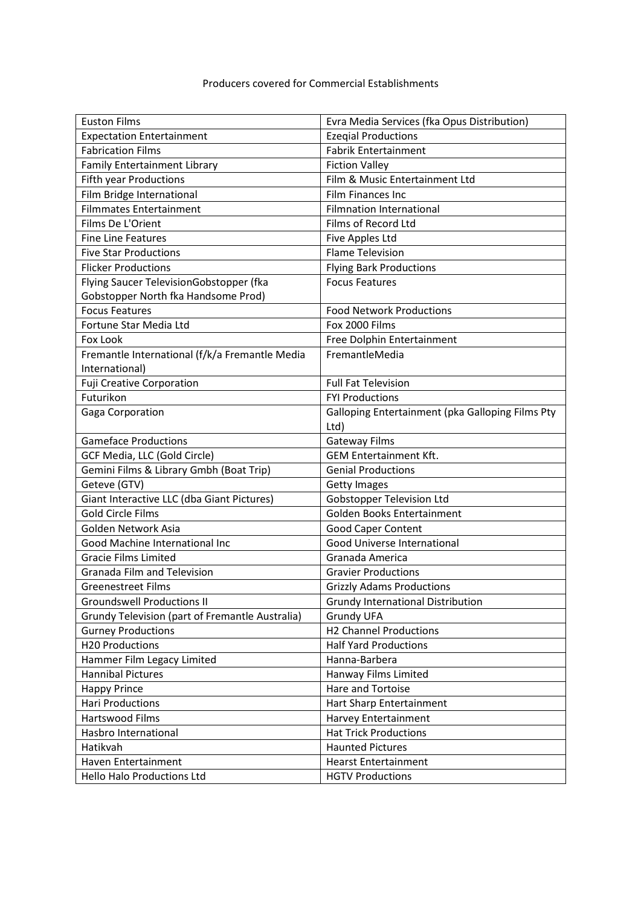Producers covered for Commercial Establishments

| | |
|---|---|
| Euston Films | Evra Media Services (fka Opus Distribution) |
| Expectation Entertainment | Ezeqial Productions |
| Fabrication Films | Fabrik Entertainment |
| Family Entertainment Library | Fiction Valley |
| Fifth year Productions | Film & Music Entertainment Ltd |
| Film Bridge International | Film Finances Inc |
| Filmmates Entertainment | Filmnation International |
| Films De L'Orient | Films of Record Ltd |
| Fine Line Features | Five Apples Ltd |
| Five Star Productions | Flame Television |
| Flicker Productions | Flying Bark Productions |
| Flying Saucer TelevisionGobstopper (fka Gobstopper North fka Handsome Prod) | Focus Features |
| Focus Features | Food Network Productions |
| Fortune Star Media Ltd | Fox 2000 Films |
| Fox Look | Free Dolphin Entertainment |
| Fremantle International (f/k/a Fremantle Media International) | FremantleMedia |
| Fuji Creative Corporation | Full Fat Television |
| Futurikon | FYI Productions |
| Gaga Corporation | Galloping Entertainment (pka Galloping Films Pty Ltd) |
| Gameface Productions | Gateway Films |
| GCF Media, LLC (Gold Circle) | GEM Entertainment Kft. |
| Gemini Films & Library Gmbh (Boat Trip) | Genial Productions |
| Geteve (GTV) | Getty Images |
| Giant Interactive LLC (dba Giant Pictures) | Gobstopper Television Ltd |
| Gold Circle Films | Golden Books Entertainment |
| Golden Network Asia | Good Caper Content |
| Good Machine International Inc | Good Universe International |
| Gracie Films Limited | Granada America |
| Granada Film and Television | Gravier Productions |
| Greenestreet Films | Grizzly Adams Productions |
| Groundswell Productions II | Grundy International Distribution |
| Grundy Television (part of Fremantle Australia) | Grundy UFA |
| Gurney Productions | H2 Channel Productions |
| H20 Productions | Half Yard Productions |
| Hammer Film Legacy Limited | Hanna-Barbera |
| Hannibal Pictures | Hanway Films Limited |
| Happy Prince | Hare and Tortoise |
| Hari Productions | Hart Sharp Entertainment |
| Hartswood Films | Harvey Entertainment |
| Hasbro International | Hat Trick Productions |
| Hatikvah | Haunted Pictures |
| Haven Entertainment | Hearst Entertainment |
| Hello Halo Productions Ltd | HGTV Productions |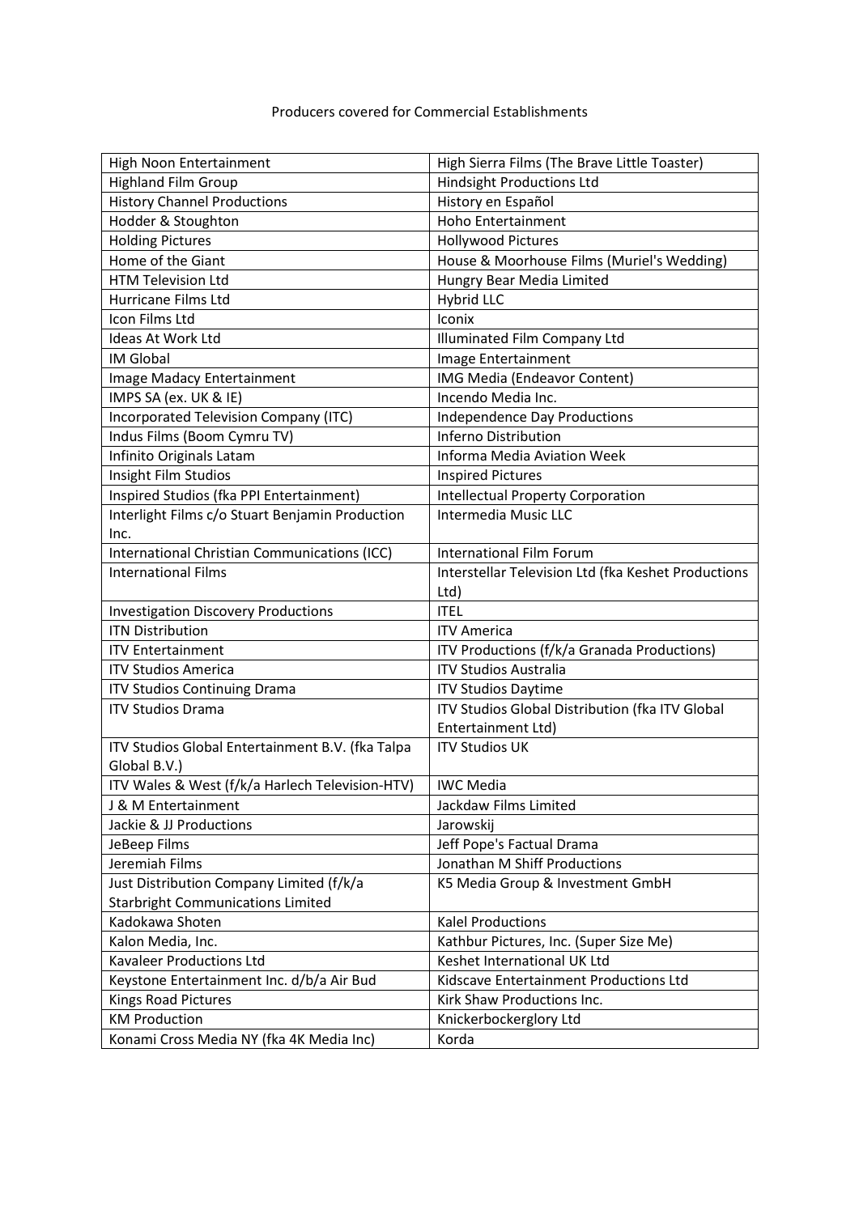Producers covered for Commercial Establishments

| High Noon Entertainment | High Sierra Films (The Brave Little Toaster) |
|---|---|
| Highland Film Group | Hindsight Productions Ltd |
| History Channel Productions | History en Español |
| Hodder & Stoughton | Hoho Entertainment |
| Holding Pictures | Hollywood Pictures |
| Home of the Giant | House & Moorhouse Films (Muriel's Wedding) |
| HTM Television Ltd | Hungry Bear Media Limited |
| Hurricane Films Ltd | Hybrid LLC |
| Icon Films Ltd | Iconix |
| Ideas At Work Ltd | Illuminated Film Company Ltd |
| IM Global | Image Entertainment |
| Image Madacy Entertainment | IMG Media (Endeavor Content) |
| IMPS SA (ex. UK & IE) | Incendo Media Inc. |
| Incorporated Television Company (ITC) | Independence Day Productions |
| Indus Films (Boom Cymru TV) | Inferno Distribution |
| Infinito Originals Latam | Informa Media Aviation Week |
| Insight Film Studios | Inspired Pictures |
| Inspired Studios (fka PPI Entertainment) | Intellectual Property Corporation |
| Interlight Films c/o Stuart Benjamin Production Inc. | Intermedia Music LLC |
| International Christian Communications (ICC) | International Film Forum |
| International Films | Interstellar Television Ltd (fka Keshet Productions Ltd) |
| Investigation Discovery Productions | ITEL |
| ITN Distribution | ITV America |
| ITV Entertainment | ITV Productions (f/k/a Granada Productions) |
| ITV Studios America | ITV Studios Australia |
| ITV Studios Continuing Drama | ITV Studios Daytime |
| ITV Studios Drama | ITV Studios Global Distribution (fka ITV Global Entertainment Ltd) |
| ITV Studios Global Entertainment B.V. (fka Talpa Global B.V.) | ITV Studios UK |
| ITV Wales & West (f/k/a Harlech Television-HTV) | IWC Media |
| J & M Entertainment | Jackdaw Films Limited |
| Jackie & JJ Productions | Jarowskij |
| JeBeep Films | Jeff Pope's Factual Drama |
| Jeremiah Films | Jonathan M Shiff Productions |
| Just Distribution Company Limited (f/k/a Starbright Communications Limited | K5 Media Group & Investment GmbH |
| Kadokawa Shoten | Kalel Productions |
| Kalon Media, Inc. | Kathbur Pictures, Inc. (Super Size Me) |
| Kavaleer Productions Ltd | Keshet International UK Ltd |
| Keystone Entertainment Inc. d/b/a Air Bud | Kidscave Entertainment Productions Ltd |
| Kings Road Pictures | Kirk Shaw Productions Inc. |
| KM Production | Knickerbockerglory Ltd |
| Konami Cross Media NY (fka 4K Media Inc) | Korda |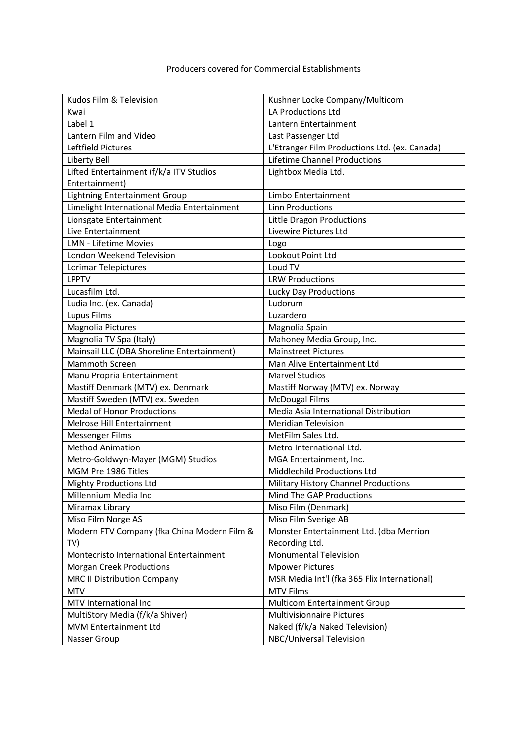Producers covered for Commercial Establishments

| Kudos Film & Television | Kushner Locke Company/Multicom |
|---|---|
| Kwai | LA Productions Ltd |
| Label 1 | Lantern Entertainment |
| Lantern Film and Video | Last Passenger Ltd |
| Leftfield Pictures | L'Etranger Film Productions Ltd. (ex. Canada) |
| Liberty Bell | Lifetime Channel Productions |
| Lifted Entertainment (f/k/a ITV Studios Entertainment) | Lightbox Media Ltd. |
| Lightning Entertainment Group | Limbo Entertainment |
| Limelight International Media Entertainment | Linn Productions |
| Lionsgate Entertainment | Little Dragon Productions |
| Live Entertainment | Livewire Pictures Ltd |
| LMN - Lifetime Movies | Logo |
| London Weekend Television | Lookout Point Ltd |
| Lorimar Telepictures | Loud TV |
| LPPTV | LRW Productions |
| Lucasfilm Ltd. | Lucky Day Productions |
| Ludia Inc. (ex. Canada) | Ludorum |
| Lupus Films | Luzardero |
| Magnolia Pictures | Magnolia Spain |
| Magnolia TV Spa (Italy) | Mahoney Media Group, Inc. |
| Mainsail LLC (DBA Shoreline Entertainment) | Mainstreet Pictures |
| Mammoth Screen | Man Alive Entertainment Ltd |
| Manu Propria Entertainment | Marvel Studios |
| Mastiff Denmark (MTV) ex. Denmark | Mastiff Norway (MTV) ex. Norway |
| Mastiff Sweden (MTV) ex. Sweden | McDougal Films |
| Medal of Honor Productions | Media Asia International Distribution |
| Melrose Hill Entertainment | Meridian Television |
| Messenger Films | MetFilm Sales Ltd. |
| Method Animation | Metro International Ltd. |
| Metro-Goldwyn-Mayer (MGM) Studios | MGA Entertainment, Inc. |
| MGM Pre 1986 Titles | Middlechild Productions Ltd |
| Mighty Productions Ltd | Military History Channel Productions |
| Millennium Media Inc | Mind The GAP Productions |
| Miramax Library | Miso Film (Denmark) |
| Miso Film Norge AS | Miso Film Sverige AB |
| Modern FTV Company (fka China Modern Film & TV) | Monster Entertainment Ltd. (dba Merrion Recording Ltd. |
| Montecristo International Entertainment | Monumental Television |
| Morgan Creek Productions | Mpower Pictures |
| MRC II Distribution Company | MSR Media Int'l (fka 365 Flix International) |
| MTV | MTV Films |
| MTV International Inc | Multicom Entertainment Group |
| MultiStory Media (f/k/a Shiver) | Multivisionnaire Pictures |
| MVM Entertainment Ltd | Naked (f/k/a Naked Television) |
| Nasser Group | NBC/Universal Television |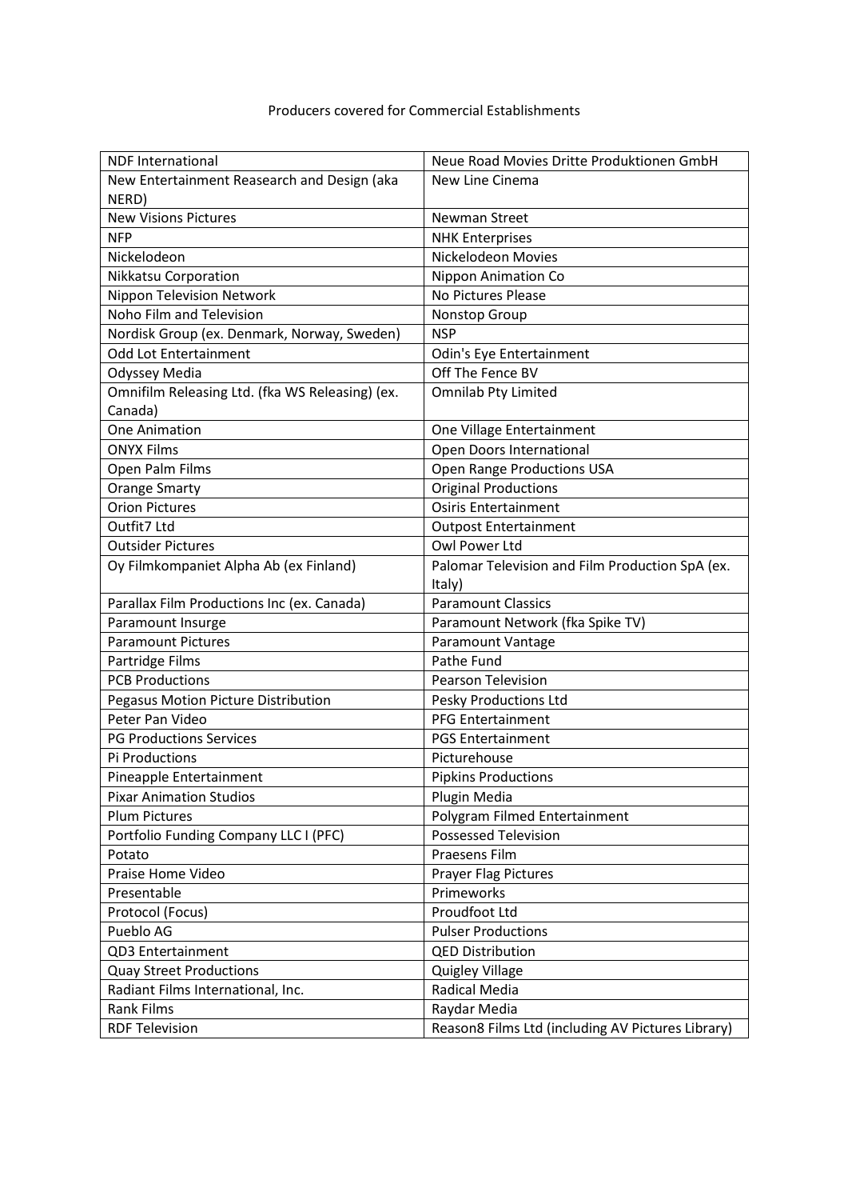Producers covered for Commercial Establishments

| | |
|---|---|
| NDF International | Neue Road Movies Dritte Produktionen GmbH |
| New Entertainment Reasearch and Design (aka NERD) | New Line Cinema |
| New Visions Pictures | Newman Street |
| NFP | NHK Enterprises |
| Nickelodeon | Nickelodeon Movies |
| Nikkatsu Corporation | Nippon Animation Co |
| Nippon Television Network | No Pictures Please |
| Noho Film and Television | Nonstop Group |
| Nordisk Group (ex. Denmark, Norway, Sweden) | NSP |
| Odd Lot Entertainment | Odin's Eye Entertainment |
| Odyssey Media | Off The Fence BV |
| Omnifilm Releasing Ltd. (fka WS Releasing) (ex. Canada) | Omnilab Pty Limited |
| One Animation | One Village Entertainment |
| ONYX Films | Open Doors International |
| Open Palm Films | Open Range Productions USA |
| Orange Smarty | Original Productions |
| Orion Pictures | Osiris Entertainment |
| Outfit7 Ltd | Outpost Entertainment |
| Outsider Pictures | Owl Power Ltd |
| Oy Filmkompaniet Alpha Ab (ex Finland) | Palomar Television and Film Production SpA (ex. Italy) |
| Parallax Film Productions Inc (ex. Canada) | Paramount Classics |
| Paramount Insurge | Paramount Network (fka Spike TV) |
| Paramount Pictures | Paramount Vantage |
| Partridge Films | Pathe Fund |
| PCB Productions | Pearson Television |
| Pegasus Motion Picture Distribution | Pesky Productions Ltd |
| Peter Pan Video | PFG Entertainment |
| PG Productions Services | PGS Entertainment |
| Pi Productions | Picturehouse |
| Pineapple Entertainment | Pipkins Productions |
| Pixar Animation Studios | Plugin Media |
| Plum Pictures | Polygram Filmed Entertainment |
| Portfolio Funding Company LLC I (PFC) | Possessed Television |
| Potato | Praesens Film |
| Praise Home Video | Prayer Flag Pictures |
| Presentable | Primeworks |
| Protocol (Focus) | Proudfoot Ltd |
| Pueblo AG | Pulser Productions |
| QD3 Entertainment | QED Distribution |
| Quay Street Productions | Quigley Village |
| Radiant Films International, Inc. | Radical Media |
| Rank Films | Raydar Media |
| RDF Television | Reason8 Films Ltd (including AV Pictures Library) |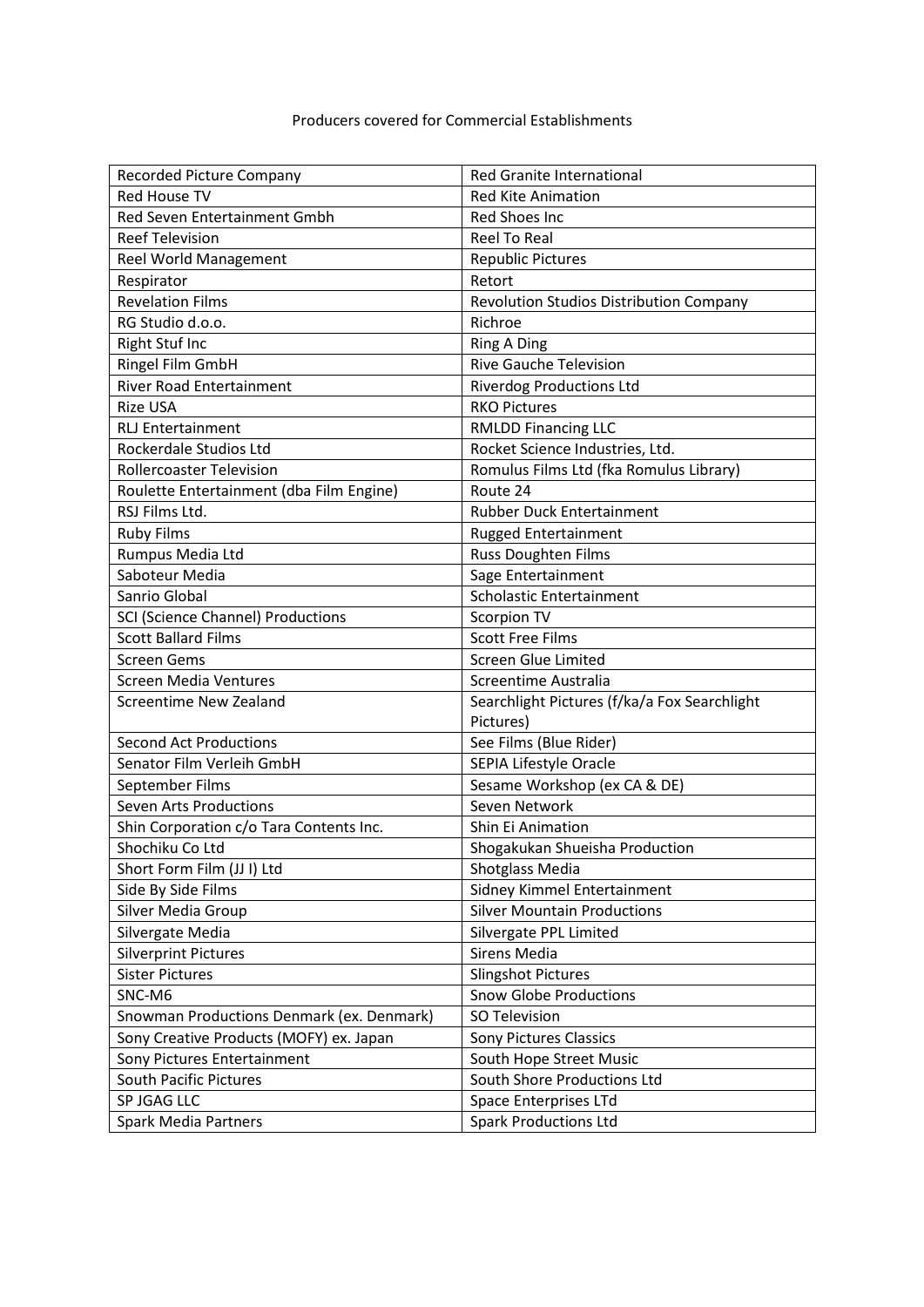Producers covered for Commercial Establishments

| Recorded Picture Company | Red Granite International |
|---|---|
| Red House TV | Red Kite Animation |
| Red Seven Entertainment Gmbh | Red Shoes Inc |
| Reef Television | Reel To Real |
| Reel World Management | Republic Pictures |
| Respirator | Retort |
| Revelation Films | Revolution Studios Distribution Company |
| RG Studio d.o.o. | Richroe |
| Right Stuf Inc | Ring A Ding |
| Ringel Film GmbH | Rive Gauche Television |
| River Road Entertainment | Riverdog Productions Ltd |
| Rize USA | RKO Pictures |
| RLJ Entertainment | RMLDD Financing LLC |
| Rockerdale Studios Ltd | Rocket Science Industries, Ltd. |
| Rollercoaster Television | Romulus Films Ltd (fka Romulus Library) |
| Roulette Entertainment (dba Film Engine) | Route 24 |
| RSJ Films Ltd. | Rubber Duck Entertainment |
| Ruby Films | Rugged Entertainment |
| Rumpus Media Ltd | Russ Doughten Films |
| Saboteur Media | Sage Entertainment |
| Sanrio Global | Scholastic Entertainment |
| SCI (Science Channel) Productions | Scorpion TV |
| Scott Ballard Films | Scott Free Films |
| Screen Gems | Screen Glue Limited |
| Screen Media Ventures | Screentime Australia |
| Screentime New Zealand | Searchlight Pictures (f/ka/a Fox Searchlight Pictures) |
| Second Act Productions | See Films (Blue Rider) |
| Senator Film Verleih GmbH | SEPIA Lifestyle Oracle |
| September Films | Sesame Workshop (ex CA & DE) |
| Seven Arts Productions | Seven Network |
| Shin Corporation c/o Tara Contents Inc. | Shin Ei Animation |
| Shochiku Co Ltd | Shogakukan Shueisha Production |
| Short Form Film (JJ I) Ltd | Shotglass Media |
| Side By Side Films | Sidney Kimmel Entertainment |
| Silver Media Group | Silver Mountain Productions |
| Silvergate Media | Silvergate PPL Limited |
| Silverprint Pictures | Sirens Media |
| Sister Pictures | Slingshot Pictures |
| SNC-M6 | Snow Globe Productions |
| Snowman Productions Denmark (ex. Denmark) | SO Television |
| Sony Creative Products (MOFY) ex. Japan | Sony Pictures Classics |
| Sony Pictures Entertainment | South Hope Street Music |
| South Pacific Pictures | South Shore Productions Ltd |
| SP JGAG LLC | Space Enterprises LTd |
| Spark Media Partners | Spark Productions Ltd |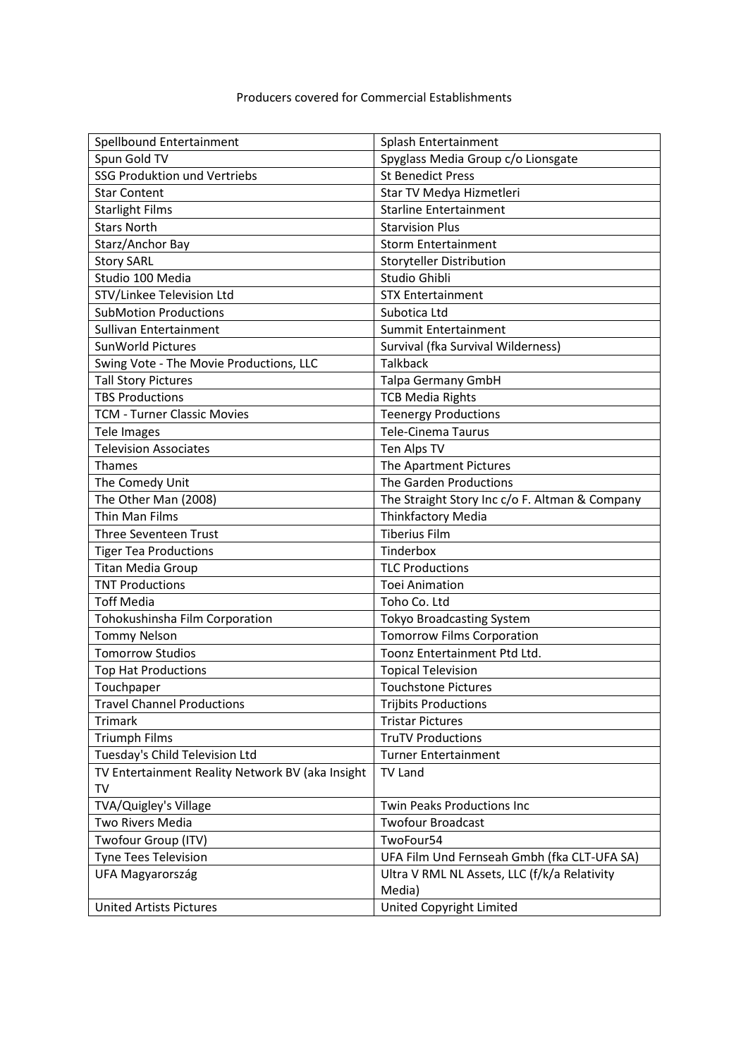Producers covered for Commercial Establishments

| | |
|---|---|
| Spellbound Entertainment | Splash Entertainment |
| Spun Gold TV | Spyglass Media Group c/o Lionsgate |
| SSG Produktion und Vertriebs | St Benedict Press |
| Star Content | Star TV Medya Hizmetleri |
| Starlight Films | Starline Entertainment |
| Stars North | Starvision Plus |
| Starz/Anchor Bay | Storm Entertainment |
| Story SARL | Storyteller Distribution |
| Studio 100 Media | Studio Ghibli |
| STV/Linkee Television Ltd | STX Entertainment |
| SubMotion Productions | Subotica Ltd |
| Sullivan Entertainment | Summit Entertainment |
| SunWorld Pictures | Survival (fka Survival Wilderness) |
| Swing Vote - The Movie Productions, LLC | Talkback |
| Tall Story Pictures | Talpa Germany GmbH |
| TBS Productions | TCB Media Rights |
| TCM - Turner Classic Movies | Teenergy Productions |
| Tele Images | Tele-Cinema Taurus |
| Television Associates | Ten Alps TV |
| Thames | The Apartment Pictures |
| The Comedy Unit | The Garden Productions |
| The Other Man (2008) | The Straight Story Inc c/o F. Altman & Company |
| Thin Man Films | Thinkfactory Media |
| Three Seventeen Trust | Tiberius Film |
| Tiger Tea Productions | Tinderbox |
| Titan Media Group | TLC Productions |
| TNT Productions | Toei Animation |
| Toff Media | Toho Co. Ltd |
| Tohokushinsha Film Corporation | Tokyo Broadcasting System |
| Tommy Nelson | Tomorrow Films Corporation |
| Tomorrow Studios | Toonz Entertainment Ptd Ltd. |
| Top Hat Productions | Topical Television |
| Touchpaper | Touchstone Pictures |
| Travel Channel Productions | Trijbits Productions |
| Trimark | Tristar Pictures |
| Triumph Films | TruTV Productions |
| Tuesday's Child Television Ltd | Turner Entertainment |
| TV Entertainment Reality Network BV (aka Insight TV | TV Land |
| TVA/Quigley's Village | Twin Peaks Productions Inc |
| Two Rivers Media | Twofour Broadcast |
| Twofour Group (ITV) | TwoFour54 |
| Tyne Tees Television | UFA Film Und Fernseah Gmbh (fka CLT-UFA SA) |
| UFA Magyarország | Ultra V RML NL Assets, LLC (f/k/a Relativity Media) |
| United Artists Pictures | United Copyright Limited |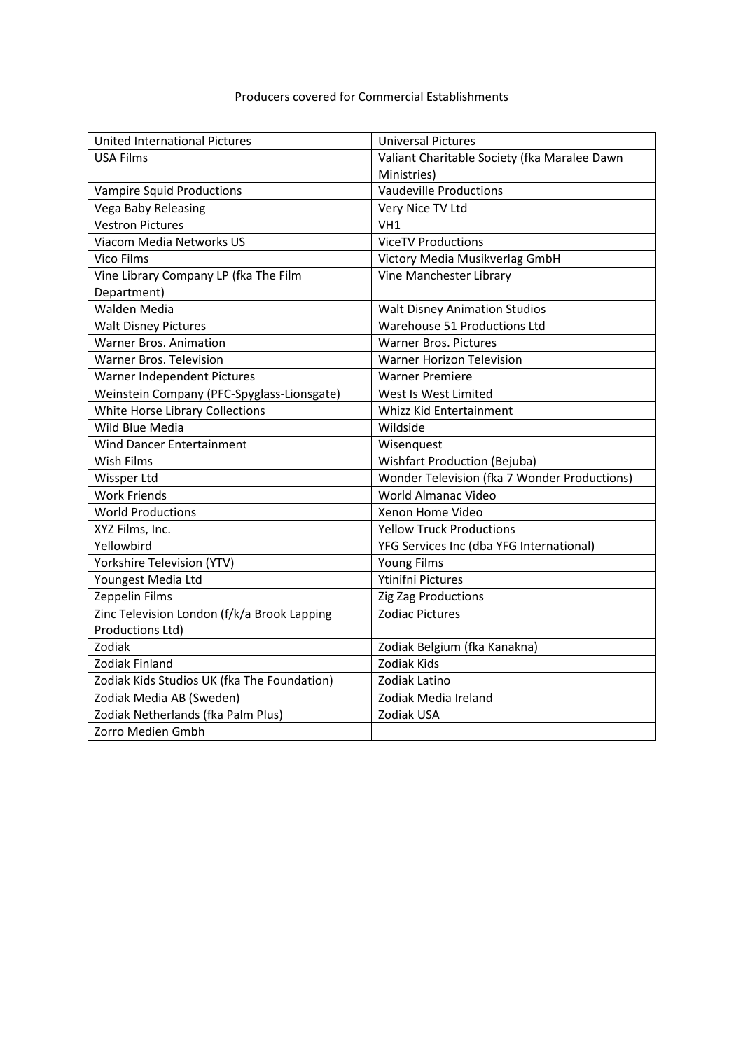Producers covered for Commercial Establishments

| | |
|---|---|
| United International Pictures | Universal Pictures |
| USA Films | Valiant Charitable Society (fka Maralee Dawn Ministries) |
| Vampire Squid Productions | Vaudeville Productions |
| Vega Baby Releasing | Very Nice TV Ltd |
| Vestron Pictures | VH1 |
| Viacom Media Networks US | ViceTV Productions |
| Vico Films | Victory Media Musikverlag GmbH |
| Vine Library Company LP (fka The Film Department) | Vine Manchester Library |
| Walden Media | Walt Disney Animation Studios |
| Walt Disney Pictures | Warehouse 51 Productions Ltd |
| Warner Bros. Animation | Warner Bros. Pictures |
| Warner Bros. Television | Warner Horizon Television |
| Warner Independent Pictures | Warner Premiere |
| Weinstein Company (PFC-Spyglass-Lionsgate) | West Is West Limited |
| White Horse Library Collections | Whizz Kid Entertainment |
| Wild Blue Media | Wildside |
| Wind Dancer Entertainment | Wisenquest |
| Wish Films | Wishfart Production (Bejuba) |
| Wissper Ltd | Wonder Television (fka 7 Wonder Productions) |
| Work Friends | World Almanac Video |
| World Productions | Xenon Home Video |
| XYZ Films, Inc. | Yellow Truck Productions |
| Yellowbird | YFG Services Inc (dba YFG International) |
| Yorkshire Television (YTV) | Young Films |
| Youngest Media Ltd | Ytinifni Pictures |
| Zeppelin Films | Zig Zag Productions |
| Zinc Television London (f/k/a Brook Lapping Productions Ltd) | Zodiac Pictures |
| Zodiak | Zodiak Belgium (fka Kanakna) |
| Zodiak Finland | Zodiak Kids |
| Zodiak Kids Studios UK (fka The Foundation) | Zodiak Latino |
| Zodiak Media AB (Sweden) | Zodiak Media Ireland |
| Zodiak Netherlands (fka Palm Plus) | Zodiak USA |
| Zorro Medien Gmbh | |